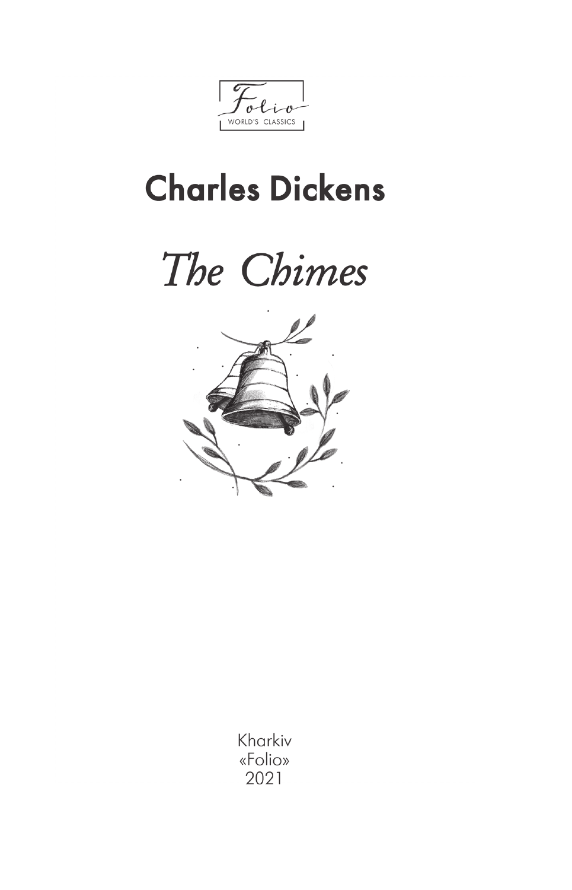Folio
WORLD'S CLASSICS

## Charles Dickens

# *The Chimes*

Kharkiv
«Folio»
2021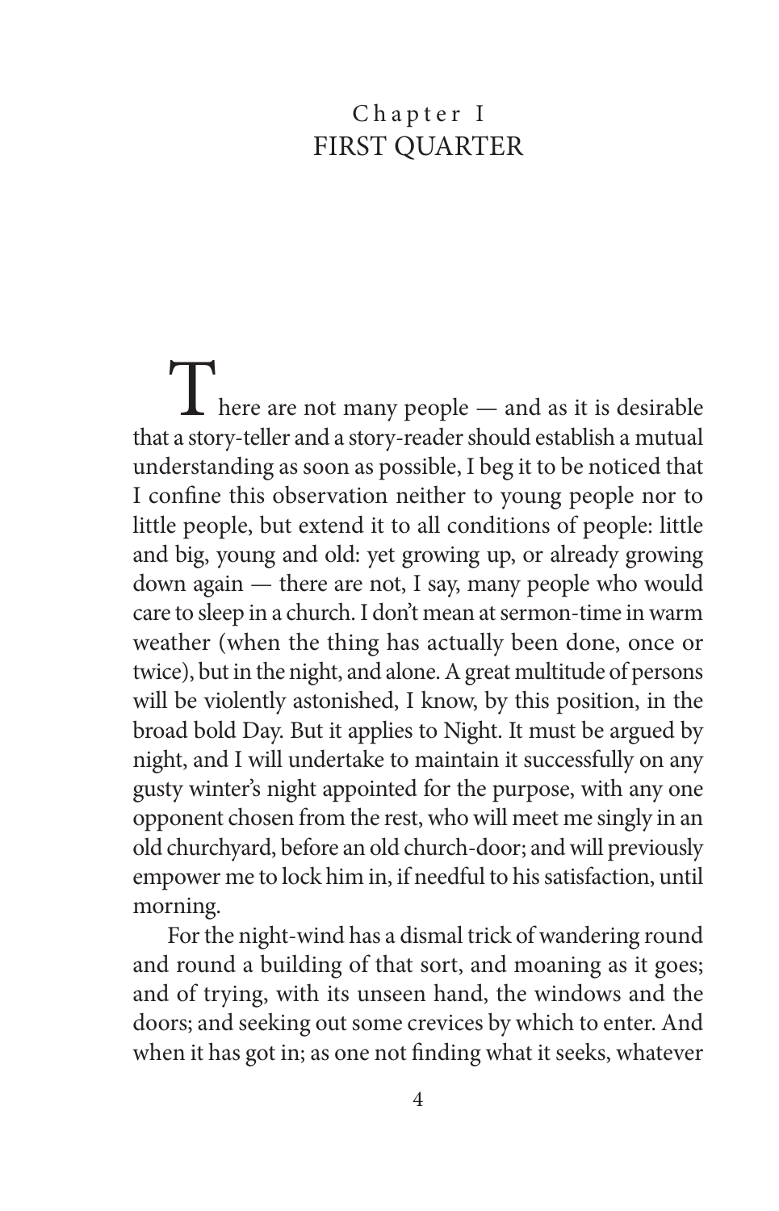## Chapter I
## FIRST QUARTER

There are not many people — and as it is desirable that a story-teller and a story-reader should establish a mutual understanding as soon as possible, I beg it to be noticed that I confine this observation neither to young people nor to little people, but extend it to all conditions of people: little and big, young and old: yet growing up, or already growing down again — there are not, I say, many people who would care to sleep in a church. I don't mean at sermon-time in warm weather (when the thing has actually been done, once or twice), but in the night, and alone. A great multitude of persons will be violently astonished, I know, by this position, in the broad bold Day. But it applies to Night. It must be argued by night, and I will undertake to maintain it successfully on any gusty winter's night appointed for the purpose, with any one opponent chosen from the rest, who will meet me singly in an old churchyard, before an old church-door; and will previously empower me to lock him in, if needful to his satisfaction, until morning.

For the night-wind has a dismal trick of wandering round and round a building of that sort, and moaning as it goes; and of trying, with its unseen hand, the windows and the doors; and seeking out some crevices by which to enter. And when it has got in; as one not finding what it seeks, whatever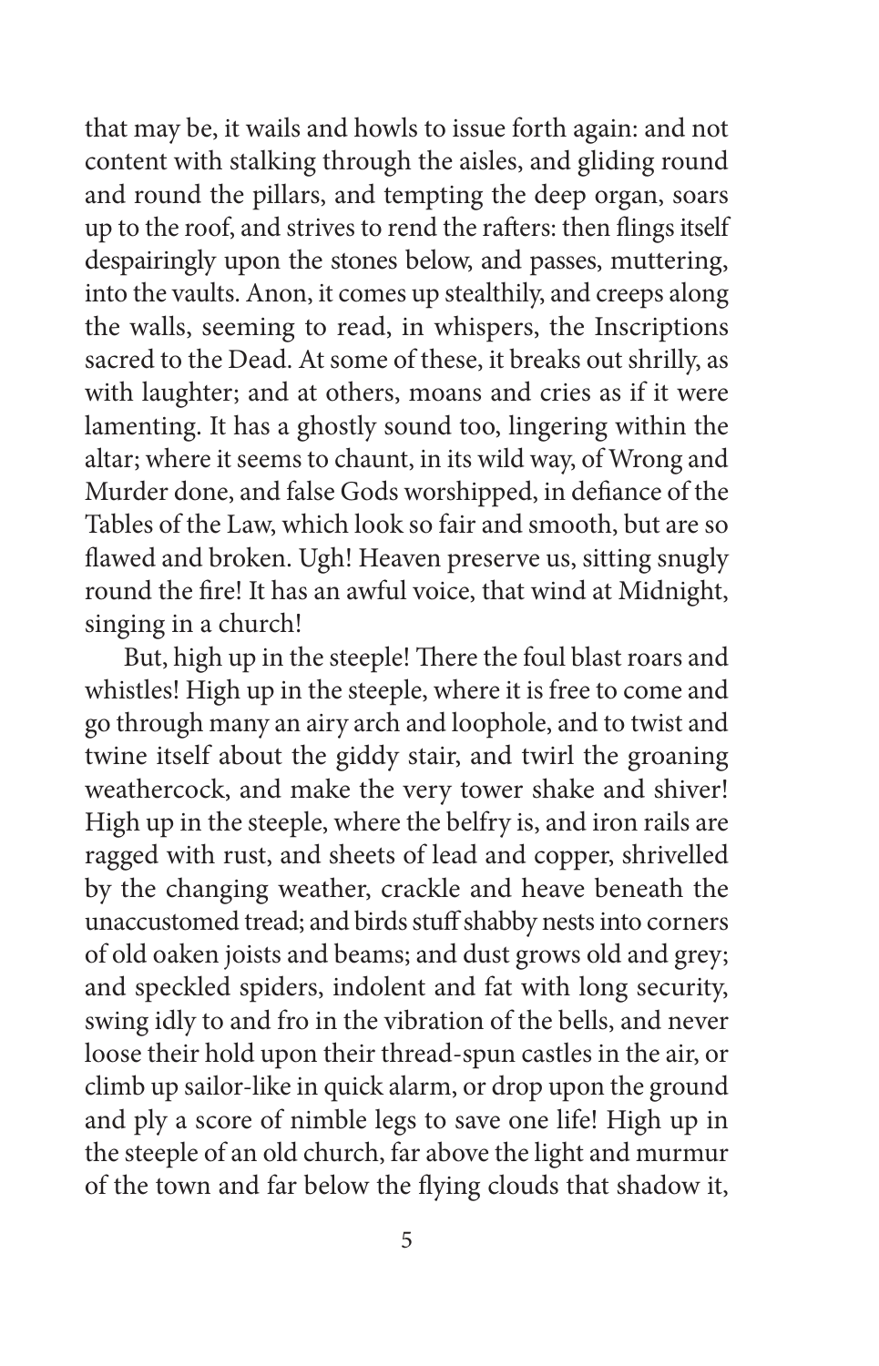that may be, it wails and howls to issue forth again: and not content with stalking through the aisles, and gliding round and round the pillars, and tempting the deep organ, soars up to the roof, and strives to rend the rafters: then flings itself despairingly upon the stones below, and passes, muttering, into the vaults. Anon, it comes up stealthily, and creeps along the walls, seeming to read, in whispers, the Inscriptions sacred to the Dead. At some of these, it breaks out shrilly, as with laughter; and at others, moans and cries as if it were lamenting. It has a ghostly sound too, lingering within the altar; where it seems to chaunt, in its wild way, of Wrong and Murder done, and false Gods worshipped, in defiance of the Tables of the Law, which look so fair and smooth, but are so flawed and broken. Ugh! Heaven preserve us, sitting snugly round the fire! It has an awful voice, that wind at Midnight, singing in a church!

But, high up in the steeple! There the foul blast roars and whistles! High up in the steeple, where it is free to come and go through many an airy arch and loophole, and to twist and twine itself about the giddy stair, and twirl the groaning weathercock, and make the very tower shake and shiver! High up in the steeple, where the belfry is, and iron rails are ragged with rust, and sheets of lead and copper, shrivelled by the changing weather, crackle and heave beneath the unaccustomed tread; and birds stuff shabby nests into corners of old oaken joists and beams; and dust grows old and grey; and speckled spiders, indolent and fat with long security, swing idly to and fro in the vibration of the bells, and never loose their hold upon their thread-spun castles in the air, or climb up sailor-like in quick alarm, or drop upon the ground and ply a score of nimble legs to save one life! High up in the steeple of an old church, far above the light and murmur of the town and far below the flying clouds that shadow it,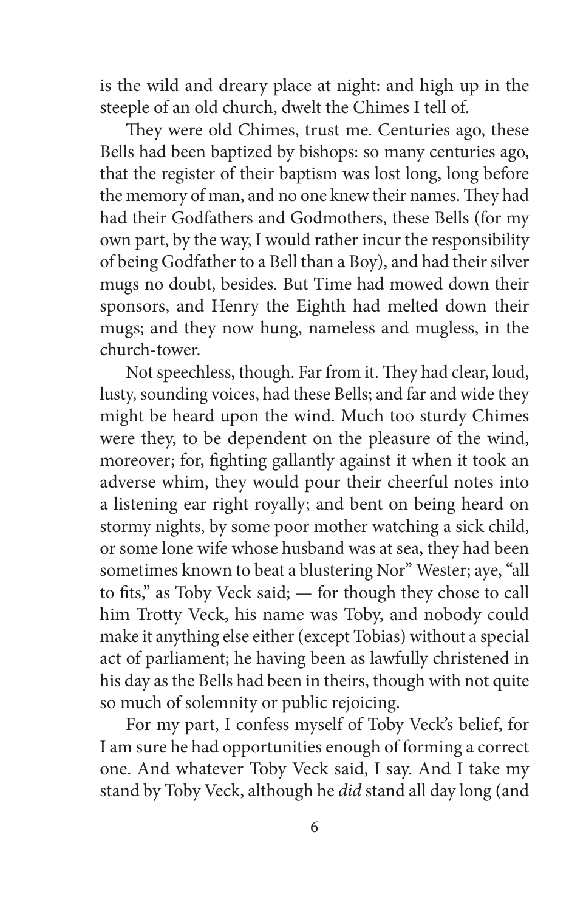is the wild and dreary place at night: and high up in the steeple of an old church, dwelt the Chimes I tell of.

They were old Chimes, trust me. Centuries ago, these Bells had been baptized by bishops: so many centuries ago, that the register of their baptism was lost long, long before the memory of man, and no one knew their names. They had had their Godfathers and Godmothers, these Bells (for my own part, by the way, I would rather incur the responsibility of being Godfather to a Bell than a Boy), and had their silver mugs no doubt, besides. But Time had mowed down their sponsors, and Henry the Eighth had melted down their mugs; and they now hung, nameless and mugless, in the church-tower.

Not speechless, though. Far from it. They had clear, loud, lusty, sounding voices, had these Bells; and far and wide they might be heard upon the wind. Much too sturdy Chimes were they, to be dependent on the pleasure of the wind, moreover; for, fighting gallantly against it when it took an adverse whim, they would pour their cheerful notes into a listening ear right royally; and bent on being heard on stormy nights, by some poor mother watching a sick child, or some lone wife whose husband was at sea, they had been sometimes known to beat a blustering Nor" Wester; aye, "all to fits," as Toby Veck said; — for though they chose to call him Trotty Veck, his name was Toby, and nobody could make it anything else either (except Tobias) without a special act of parliament; he having been as lawfully christened in his day as the Bells had been in theirs, though with not quite so much of solemnity or public rejoicing.

For my part, I confess myself of Toby Veck's belief, for I am sure he had opportunities enough of forming a correct one. And whatever Toby Veck said, I say. And I take my stand by Toby Veck, although he *did* stand all day long (and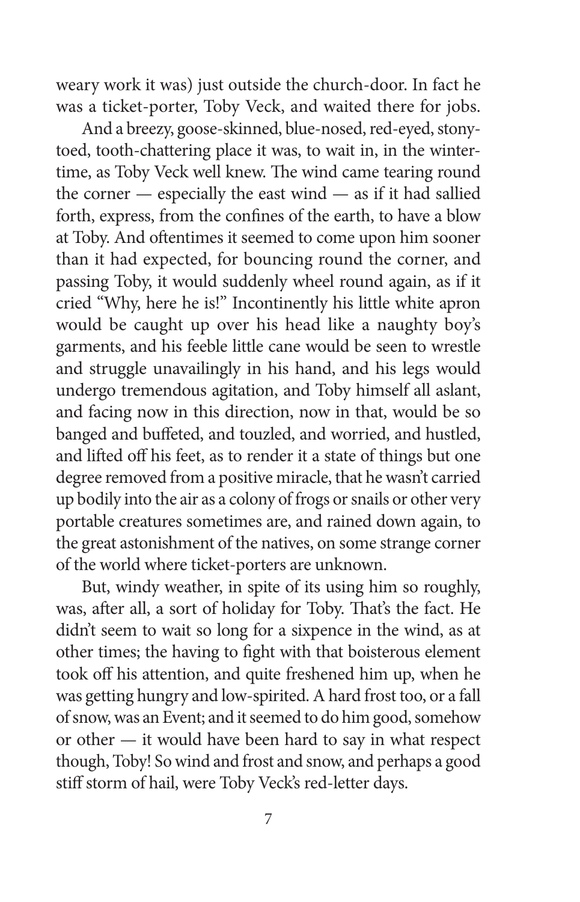weary work it was) just outside the church-door. In fact he was a ticket-porter, Toby Veck, and waited there for jobs.

And a breezy, goose-skinned, blue-nosed, red-eyed, stony-toed, tooth-chattering place it was, to wait in, in the winter-time, as Toby Veck well knew. The wind came tearing round the corner — especially the east wind — as if it had sallied forth, express, from the confines of the earth, to have a blow at Toby. And oftentimes it seemed to come upon him sooner than it had expected, for bouncing round the corner, and passing Toby, it would suddenly wheel round again, as if it cried "Why, here he is!" Incontinently his little white apron would be caught up over his head like a naughty boy's garments, and his feeble little cane would be seen to wrestle and struggle unavailingly in his hand, and his legs would undergo tremendous agitation, and Toby himself all aslant, and facing now in this direction, now in that, would be so banged and buffeted, and touzled, and worried, and hustled, and lifted off his feet, as to render it a state of things but one degree removed from a positive miracle, that he wasn't carried up bodily into the air as a colony of frogs or snails or other very portable creatures sometimes are, and rained down again, to the great astonishment of the natives, on some strange corner of the world where ticket-porters are unknown.

But, windy weather, in spite of its using him so roughly, was, after all, a sort of holiday for Toby. That's the fact. He didn't seem to wait so long for a sixpence in the wind, as at other times; the having to fight with that boisterous element took off his attention, and quite freshened him up, when he was getting hungry and low-spirited. A hard frost too, or a fall of snow, was an Event; and it seemed to do him good, somehow or other — it would have been hard to say in what respect though, Toby! So wind and frost and snow, and perhaps a good stiff storm of hail, were Toby Veck's red-letter days.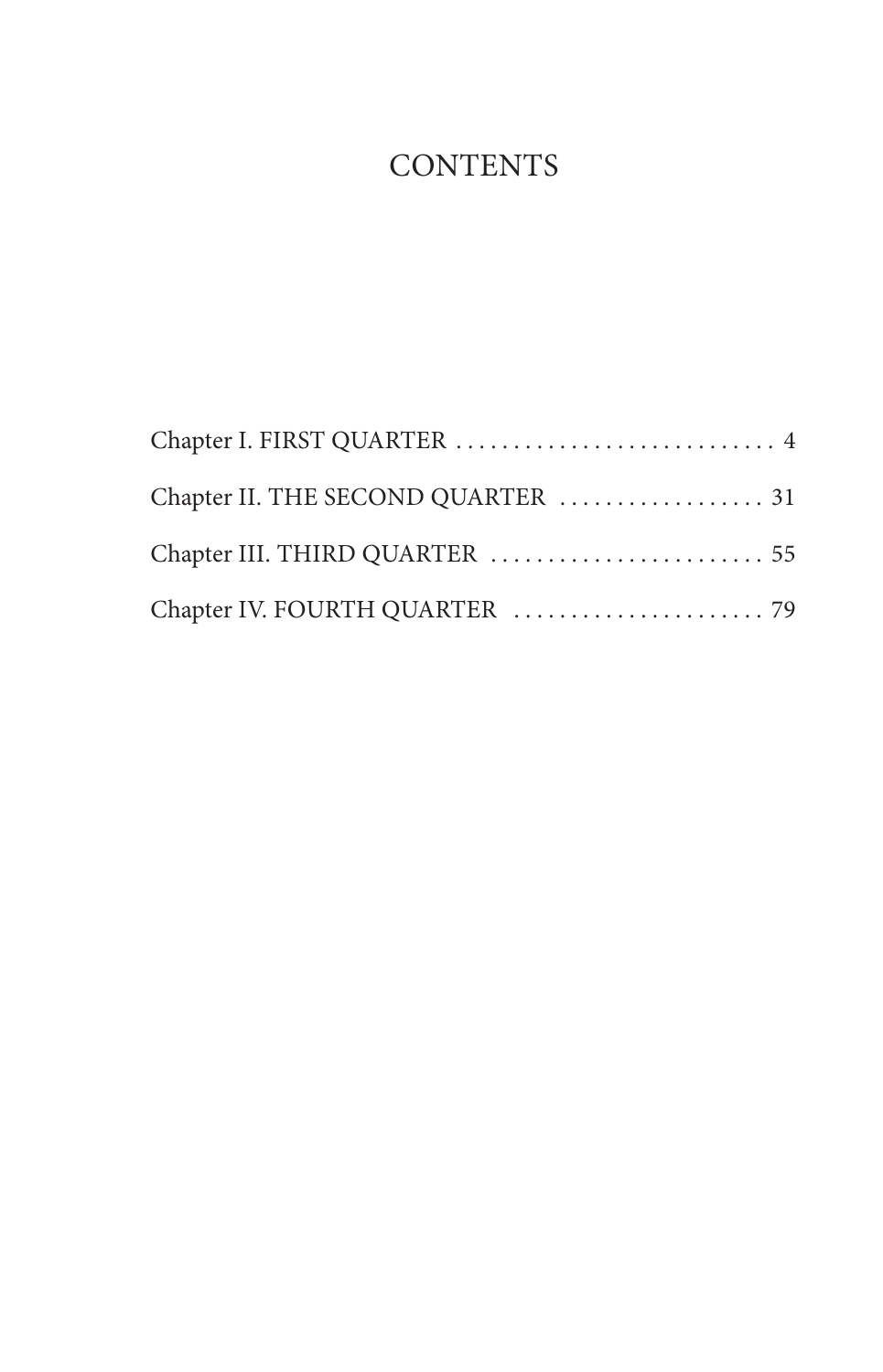# CONTENTS

Chapter I. FIRST QUARTER . . . . . . . . . . . . . . . . . . . . . . . . . . . . 4

Chapter II. THE SECOND QUARTER . . . . . . . . . . . . . . . . . . 31

Chapter III. THIRD QUARTER . . . . . . . . . . . . . . . . . . . . . . . . 55

Chapter IV. FOURTH QUARTER . . . . . . . . . . . . . . . . . . . . . . 79